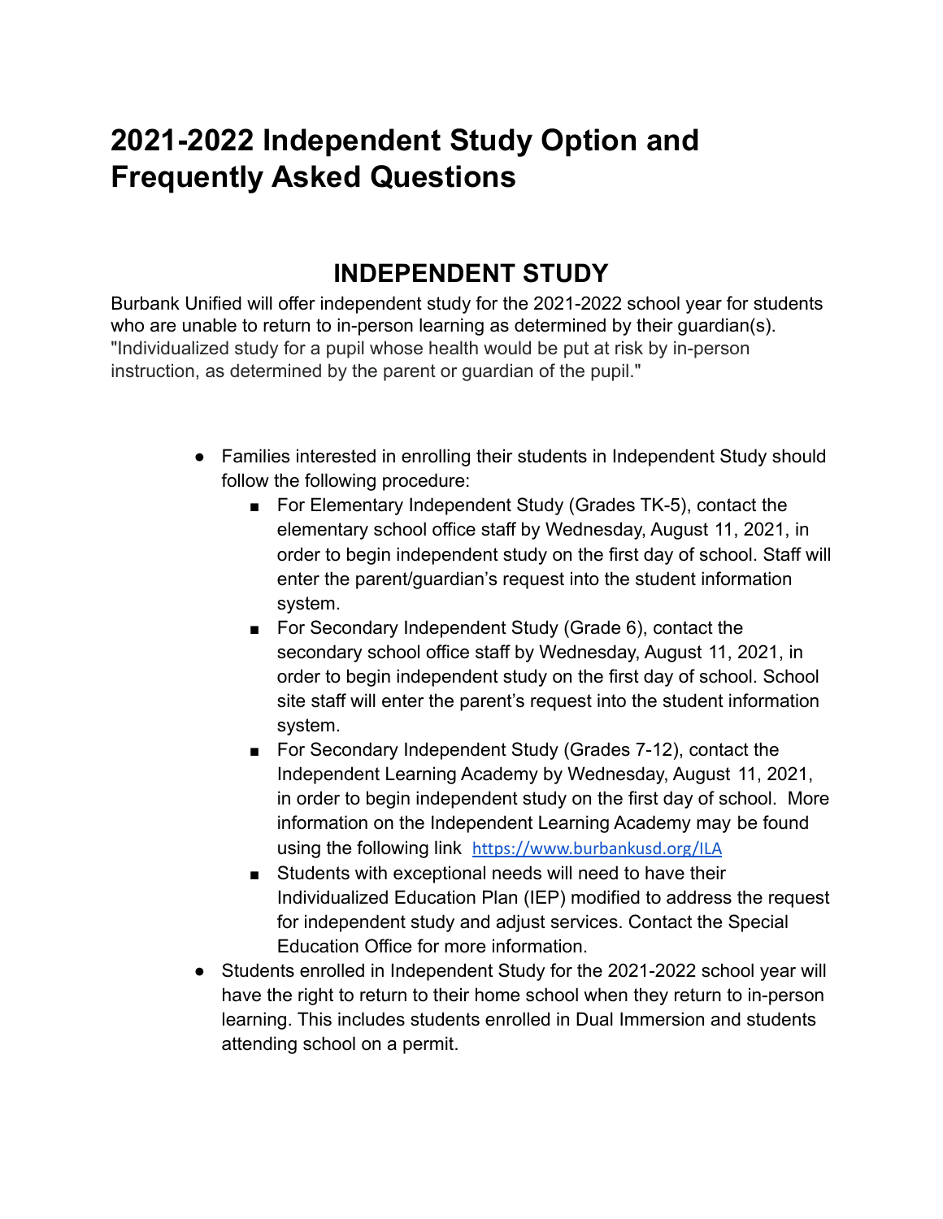# 2021-2022 Independent Study Option and Frequently Asked Questions

## INDEPENDENT STUDY

Burbank Unified will offer independent study for the 2021-2022 school year for students who are unable to return to in-person learning as determined by their guardian(s). "Individualized study for a pupil whose health would be put at risk by in-person instruction, as determined by the parent or guardian of the pupil."

- Families interested in enrolling their students in Independent Study should follow the following procedure:
  - For Elementary Independent Study (Grades TK-5), contact the elementary school office staff by Wednesday, August 11, 2021, in order to begin independent study on the first day of school. Staff will enter the parent/guardian's request into the student information system.
  - For Secondary Independent Study (Grade 6), contact the secondary school office staff by Wednesday, August 11, 2021, in order to begin independent study on the first day of school. School site staff will enter the parent's request into the student information system.
  - For Secondary Independent Study (Grades 7-12), contact the Independent Learning Academy by Wednesday, August 11, 2021, in order to begin independent study on the first day of school. More information on the Independent Learning Academy may be found using the following link https://www.burbankusd.org/ILA
  - Students with exceptional needs will need to have their Individualized Education Plan (IEP) modified to address the request for independent study and adjust services. Contact the Special Education Office for more information.
- Students enrolled in Independent Study for the 2021-2022 school year will have the right to return to their home school when they return to in-person learning. This includes students enrolled in Dual Immersion and students attending school on a permit.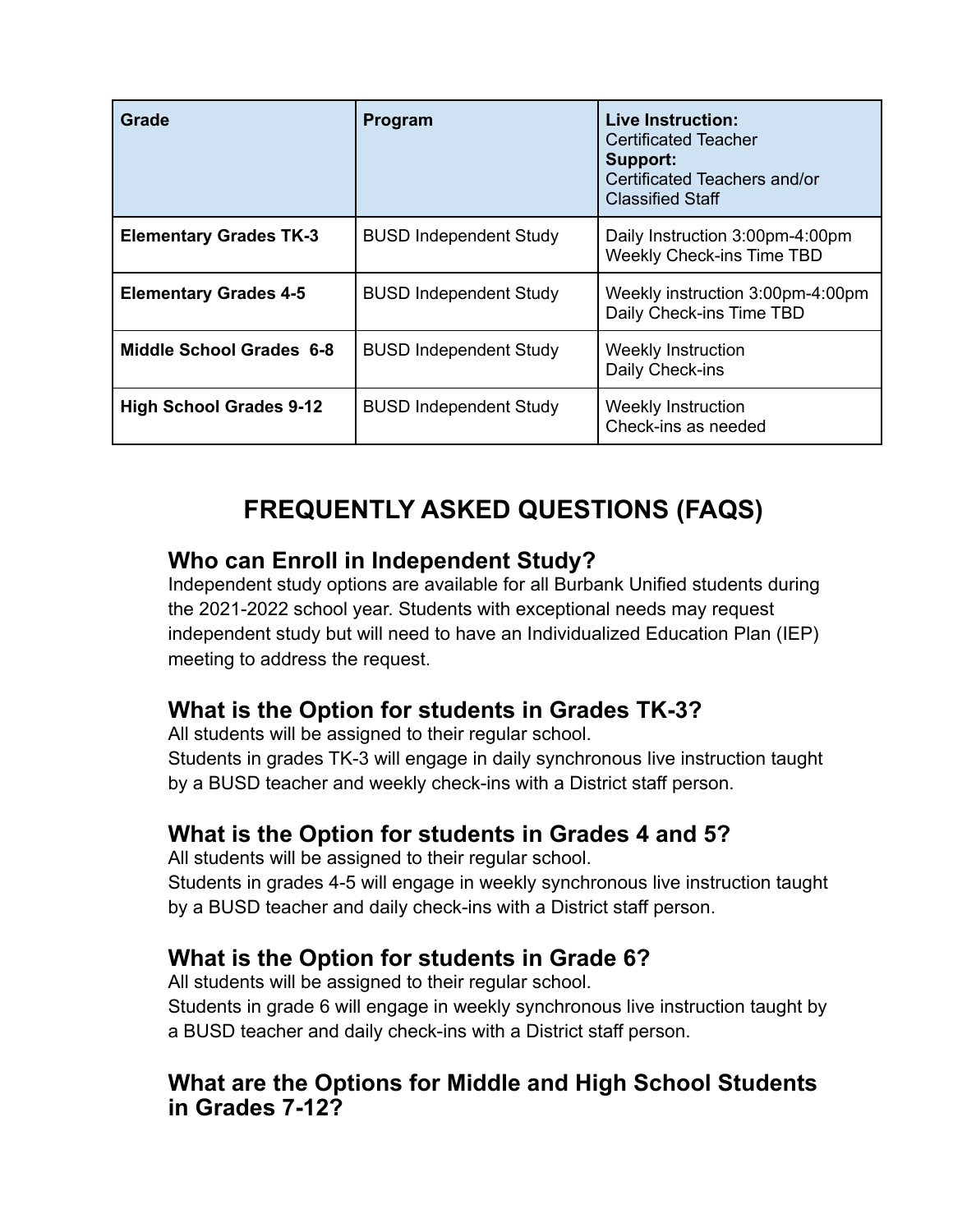| **Grade** | **Program** | **Live Instruction:** Certificated Teacher **Support:** Certificated Teachers and/or Classified Staff |
|---|---|---|
| **Elementary Grades TK-3** | BUSD Independent Study | Daily Instruction 3:00pm-4:00pm<br>Weekly Check-ins Time TBD |
| **Elementary Grades 4-5** | BUSD Independent Study | Weekly instruction 3:00pm-4:00pm<br>Daily Check-ins Time TBD |
| **Middle School Grades 6-8** | BUSD Independent Study | Weekly Instruction<br>Daily Check-ins |
| **High School Grades 9-12** | BUSD Independent Study | Weekly Instruction<br>Check-ins as needed |

# FREQUENTLY ASKED QUESTIONS (FAQS)

## Who can Enroll in Independent Study?

Independent study options are available for all Burbank Unified students during the 2021-2022 school year. Students with exceptional needs may request independent study but will need to have an Individualized Education Plan (IEP) meeting to address the request.

## What is the Option for students in Grades TK-3?

All students will be assigned to their regular school.
Students in grades TK-3 will engage in daily synchronous live instruction taught by a BUSD teacher and weekly check-ins with a District staff person.

## What is the Option for students in Grades 4 and 5?

All students will be assigned to their regular school.
Students in grades 4-5 will engage in weekly synchronous live instruction taught by a BUSD teacher and daily check-ins with a District staff person.

## What is the Option for students in Grade 6?

All students will be assigned to their regular school.
Students in grade 6 will engage in weekly synchronous live instruction taught by a BUSD teacher and daily check-ins with a District staff person.

## What are the Options for Middle and High School Students in Grades 7-12?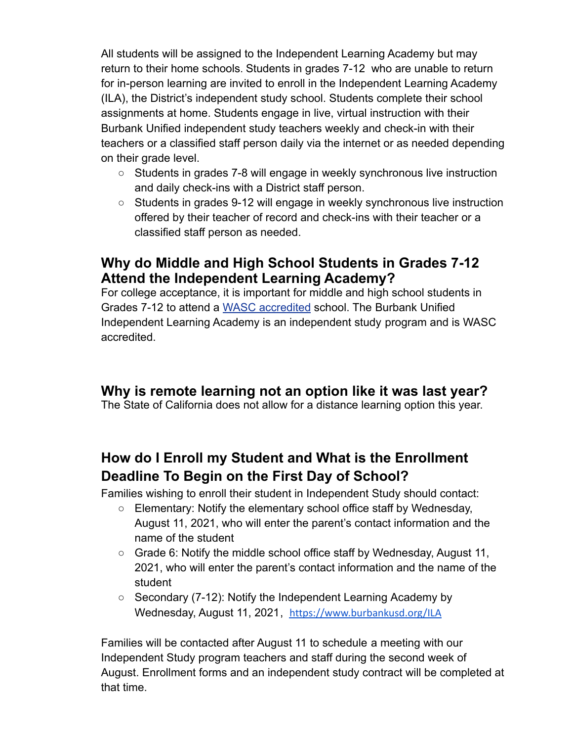All students will be assigned to the Independent Learning Academy but may return to their home schools. Students in grades 7-12 who are unable to return for in-person learning are invited to enroll in the Independent Learning Academy (ILA), the District's independent study school. Students complete their school assignments at home. Students engage in live, virtual instruction with their Burbank Unified independent study teachers weekly and check-in with their teachers or a classified staff person daily via the internet or as needed depending on their grade level.

- Students in grades 7-8 will engage in weekly synchronous live instruction and daily check-ins with a District staff person.
- Students in grades 9-12 will engage in weekly synchronous live instruction offered by their teacher of record and check-ins with their teacher or a classified staff person as needed.

## Why do Middle and High School Students in Grades 7-12 Attend the Independent Learning Academy?

For college acceptance, it is important for middle and high school students in Grades 7-12 to attend a WASC accredited school. The Burbank Unified Independent Learning Academy is an independent study program and is WASC accredited.

## Why is remote learning not an option like it was last year?

The State of California does not allow for a distance learning option this year.

## How do I Enroll my Student and What is the Enrollment Deadline To Begin on the First Day of School?

Families wishing to enroll their student in Independent Study should contact:

- Elementary: Notify the elementary school office staff by Wednesday, August 11, 2021, who will enter the parent's contact information and the name of the student
- Grade 6: Notify the middle school office staff by Wednesday, August 11, 2021, who will enter the parent's contact information and the name of the student
- Secondary (7-12): Notify the Independent Learning Academy by Wednesday, August 11, 2021, https://www.burbankusd.org/ILA

Families will be contacted after August 11 to schedule a meeting with our Independent Study program teachers and staff during the second week of August. Enrollment forms and an independent study contract will be completed at that time.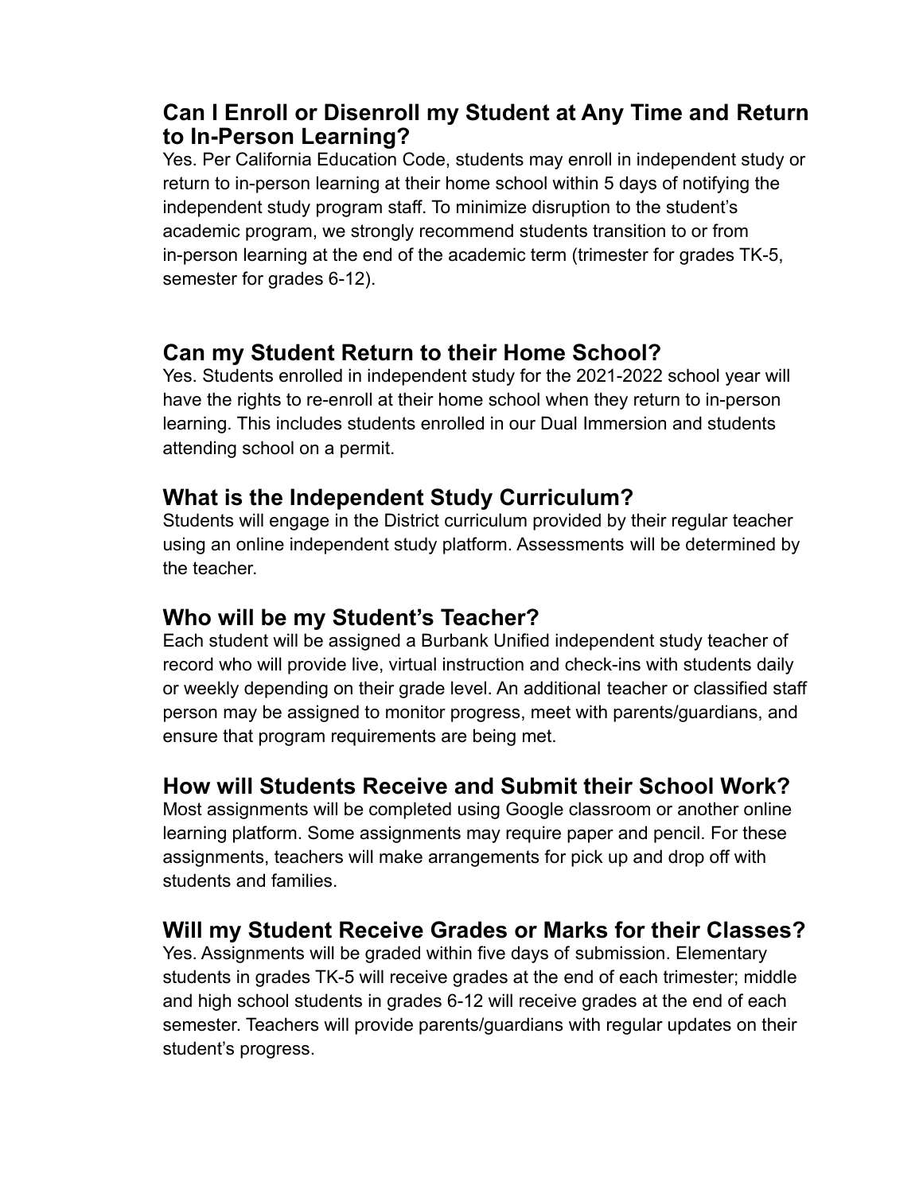## Can I Enroll or Disenroll my Student at Any Time and Return to In-Person Learning?

Yes. Per California Education Code, students may enroll in independent study or return to in-person learning at their home school within 5 days of notifying the independent study program staff. To minimize disruption to the student's academic program, we strongly recommend students transition to or from in-person learning at the end of the academic term (trimester for grades TK-5, semester for grades 6-12).

## Can my Student Return to their Home School?

Yes. Students enrolled in independent study for the 2021-2022 school year will have the rights to re-enroll at their home school when they return to in-person learning. This includes students enrolled in our Dual Immersion and students attending school on a permit.

## What is the Independent Study Curriculum?

Students will engage in the District curriculum provided by their regular teacher using an online independent study platform. Assessments will be determined by the teacher.

## Who will be my Student's Teacher?

Each student will be assigned a Burbank Unified independent study teacher of record who will provide live, virtual instruction and check-ins with students daily or weekly depending on their grade level. An additional teacher or classified staff person may be assigned to monitor progress, meet with parents/guardians, and ensure that program requirements are being met.

## How will Students Receive and Submit their School Work?

Most assignments will be completed using Google classroom or another online learning platform. Some assignments may require paper and pencil. For these assignments, teachers will make arrangements for pick up and drop off with students and families.

## Will my Student Receive Grades or Marks for their Classes?

Yes. Assignments will be graded within five days of submission. Elementary students in grades TK-5 will receive grades at the end of each trimester; middle and high school students in grades 6-12 will receive grades at the end of each semester. Teachers will provide parents/guardians with regular updates on their student's progress.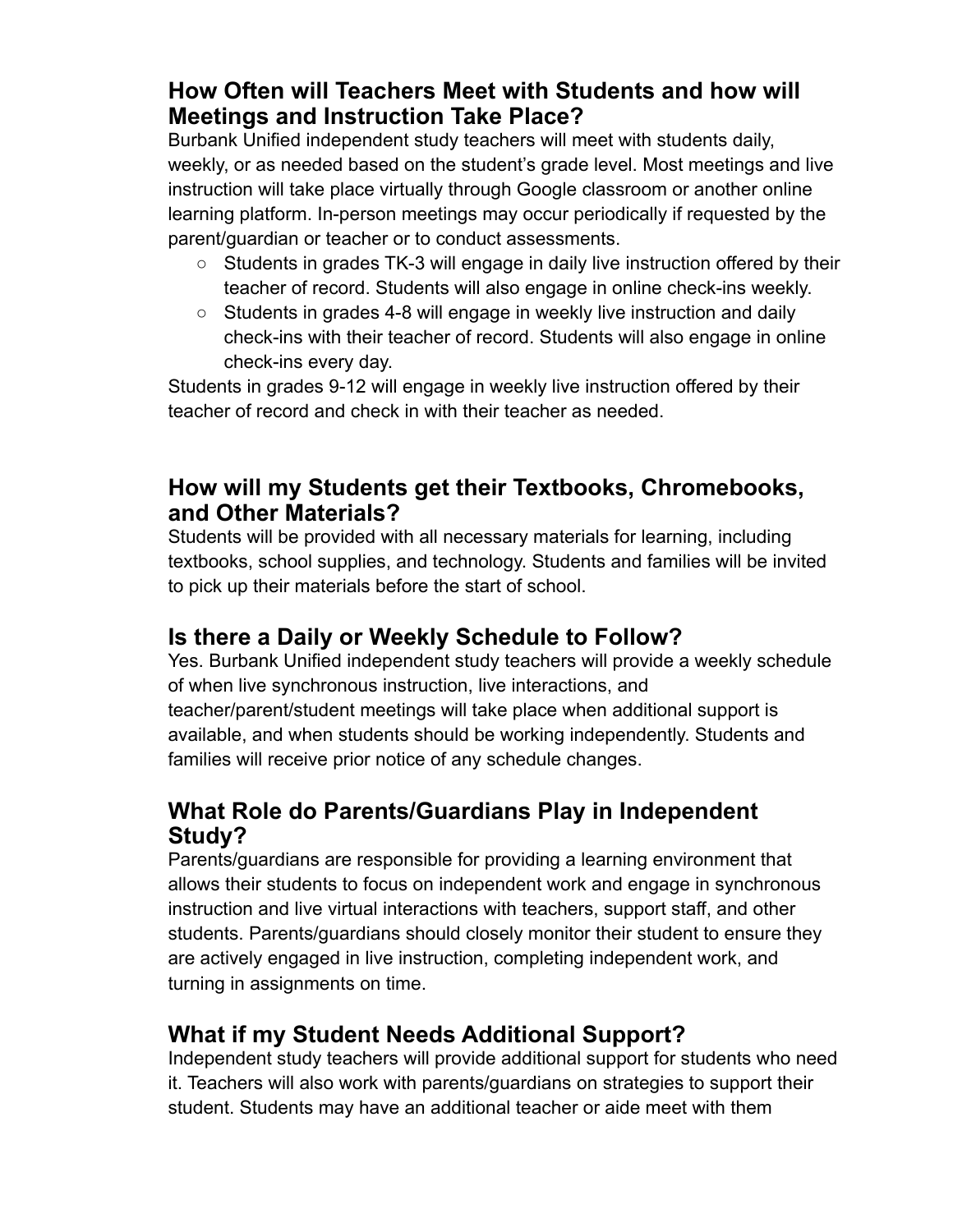## How Often will Teachers Meet with Students and how will Meetings and Instruction Take Place?

Burbank Unified independent study teachers will meet with students daily, weekly, or as needed based on the student's grade level. Most meetings and live instruction will take place virtually through Google classroom or another online learning platform. In-person meetings may occur periodically if requested by the parent/guardian or teacher or to conduct assessments.

- Students in grades TK-3 will engage in daily live instruction offered by their teacher of record. Students will also engage in online check-ins weekly.
- Students in grades 4-8 will engage in weekly live instruction and daily check-ins with their teacher of record. Students will also engage in online check-ins every day.

Students in grades 9-12 will engage in weekly live instruction offered by their teacher of record and check in with their teacher as needed.

## How will my Students get their Textbooks, Chromebooks, and Other Materials?

Students will be provided with all necessary materials for learning, including textbooks, school supplies, and technology. Students and families will be invited to pick up their materials before the start of school.

## Is there a Daily or Weekly Schedule to Follow?

Yes. Burbank Unified independent study teachers will provide a weekly schedule of when live synchronous instruction, live interactions, and teacher/parent/student meetings will take place when additional support is available, and when students should be working independently. Students and families will receive prior notice of any schedule changes.

## What Role do Parents/Guardians Play in Independent Study?

Parents/guardians are responsible for providing a learning environment that allows their students to focus on independent work and engage in synchronous instruction and live virtual interactions with teachers, support staff, and other students. Parents/guardians should closely monitor their student to ensure they are actively engaged in live instruction, completing independent work, and turning in assignments on time.

## What if my Student Needs Additional Support?

Independent study teachers will provide additional support for students who need it. Teachers will also work with parents/guardians on strategies to support their student. Students may have an additional teacher or aide meet with them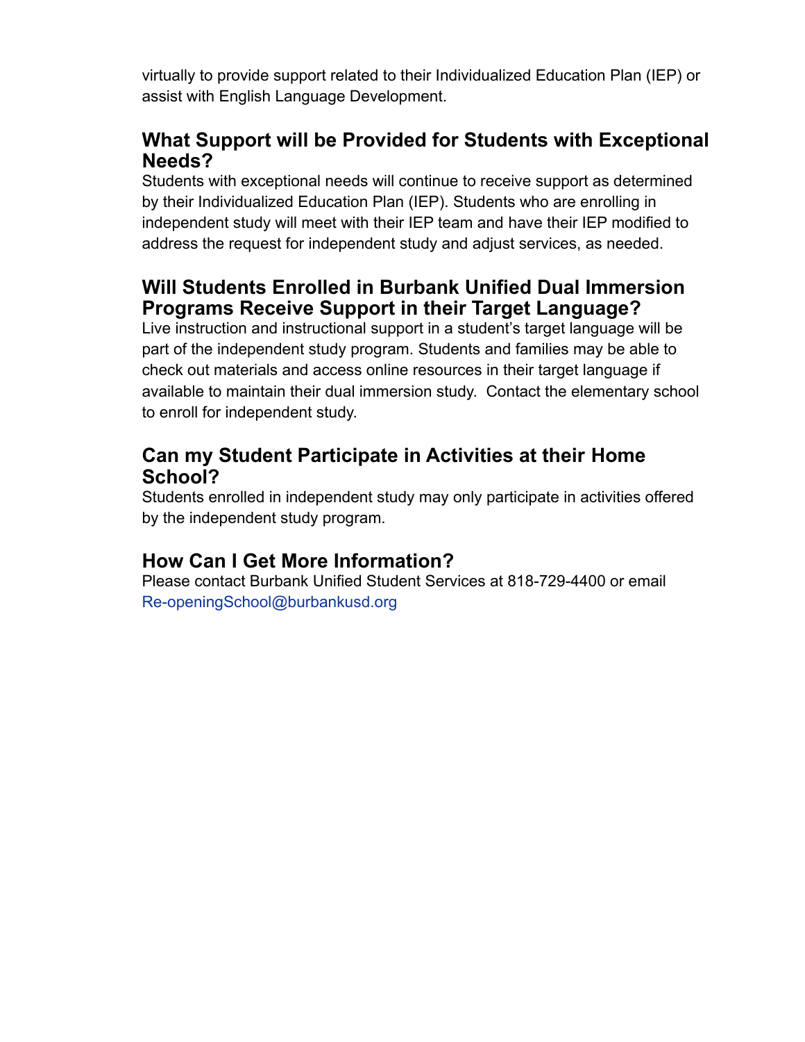virtually to provide support related to their Individualized Education Plan (IEP) or assist with English Language Development.

## What Support will be Provided for Students with Exceptional Needs?

Students with exceptional needs will continue to receive support as determined by their Individualized Education Plan (IEP). Students who are enrolling in independent study will meet with their IEP team and have their IEP modified to address the request for independent study and adjust services, as needed.

## Will Students Enrolled in Burbank Unified Dual Immersion Programs Receive Support in their Target Language?

Live instruction and instructional support in a student's target language will be part of the independent study program. Students and families may be able to check out materials and access online resources in their target language if available to maintain their dual immersion study. Contact the elementary school to enroll for independent study.

## Can my Student Participate in Activities at their Home School?

Students enrolled in independent study may only participate in activities offered by the independent study program.

## How Can I Get More Information?

Please contact Burbank Unified Student Services at 818-729-4400 or email Re-openingSchool@burbankusd.org